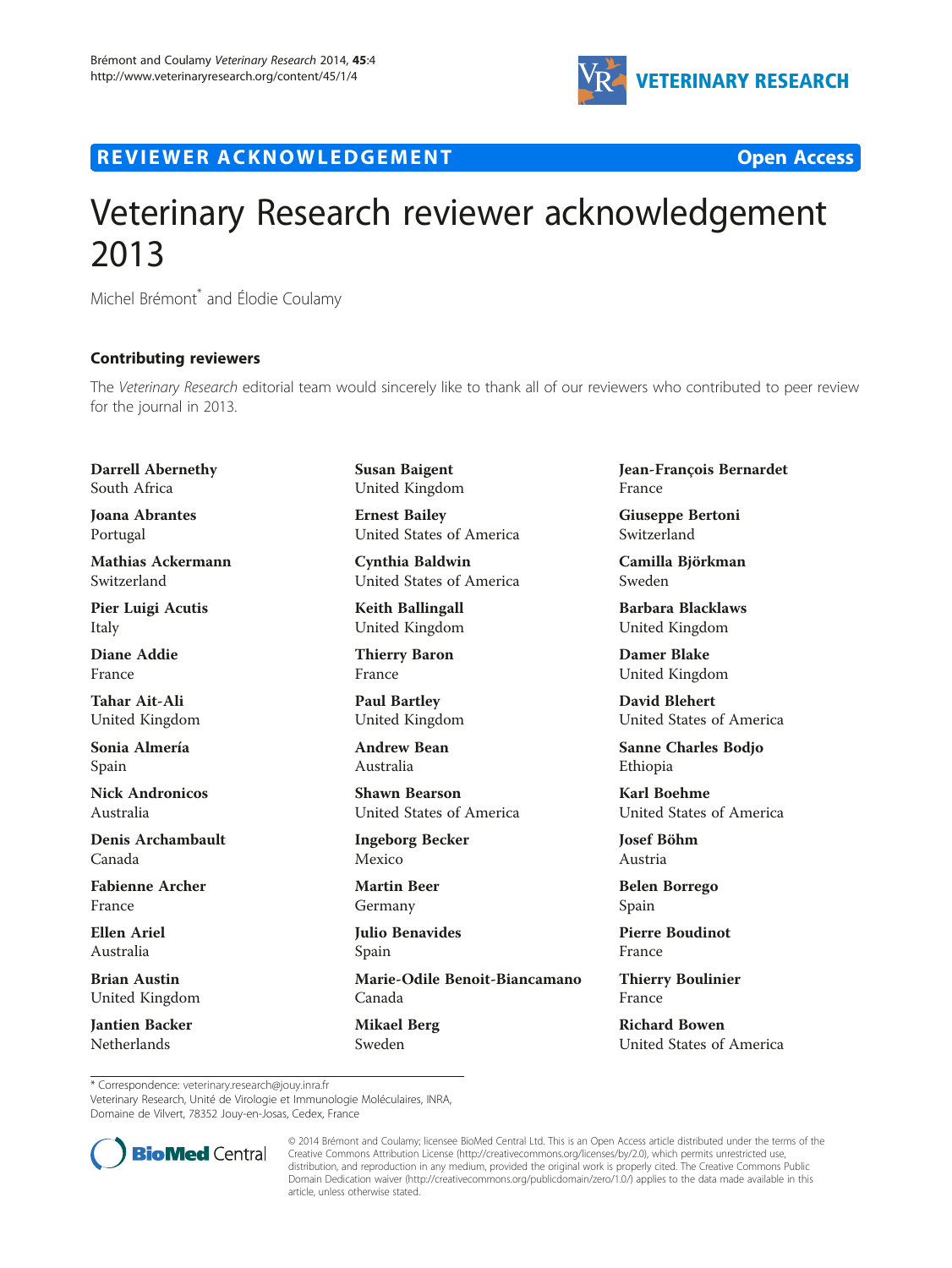REVIEWER ACKNOWLEDGEMENT

Open Access

# Veterinary Research reviewer acknowledgement 2013

Michel Brémont* and Élodie Coulamy

## Contributing reviewers

The *Veterinary Research* editorial team would sincerely like to thank all of our reviewers who contributed to peer review for the journal in 2013.

**Darrell Abernethy**
South Africa

**Joana Abrantes**
Portugal

**Mathias Ackermann**
Switzerland

**Pier Luigi Acutis**
Italy

**Diane Addie**
France

**Tahar Ait-Ali**
United Kingdom

**Sonia Almería**
Spain

**Nick Andronicos**
Australia

**Denis Archambault**
Canada

**Fabienne Archer**
France

**Ellen Ariel**
Australia

**Brian Austin**
United Kingdom

**Jantien Backer**
Netherlands

**Susan Baigent**
United Kingdom

**Ernest Bailey**
United States of America

**Cynthia Baldwin**
United States of America

**Keith Ballingall**
United Kingdom

**Thierry Baron**
France

**Paul Bartley**
United Kingdom

**Andrew Bean**
Australia

**Shawn Bearson**
United States of America

**Ingeborg Becker**
Mexico

**Martin Beer**
Germany

**Julio Benavides**
Spain

**Marie-Odile Benoit-Biancamano**
Canada

**Mikael Berg**
Sweden

**Jean-François Bernardet**
France

**Giuseppe Bertoni**
Switzerland

**Camilla Björkman**
Sweden

**Barbara Blacklaws**
United Kingdom

**Damer Blake**
United Kingdom

**David Blehert**
United States of America

**Sanne Charles Bodjo**
Ethiopia

**Karl Boehme**
United States of America

**Josef Böhm**
Austria

**Belen Borrego**
Spain

**Pierre Boudinot**
France

**Thierry Boulinier**
France

**Richard Bowen**
United States of America

* Correspondence: veterinary.research@jouy.inra.fr
Veterinary Research, Unité de Virologie et Immunologie Moléculaires, INRA, Domaine de Vilvert, 78352 Jouy-en-Josas, Cedex, France

© 2014 Brémont and Coulamy; licensee BioMed Central Ltd. This is an Open Access article distributed under the terms of the Creative Commons Attribution License (http://creativecommons.org/licenses/by/2.0), which permits unrestricted use, distribution, and reproduction in any medium, provided the original work is properly cited. The Creative Commons Public Domain Dedication waiver (http://creativecommons.org/publicdomain/zero/1.0/) applies to the data made available in this article, unless otherwise stated.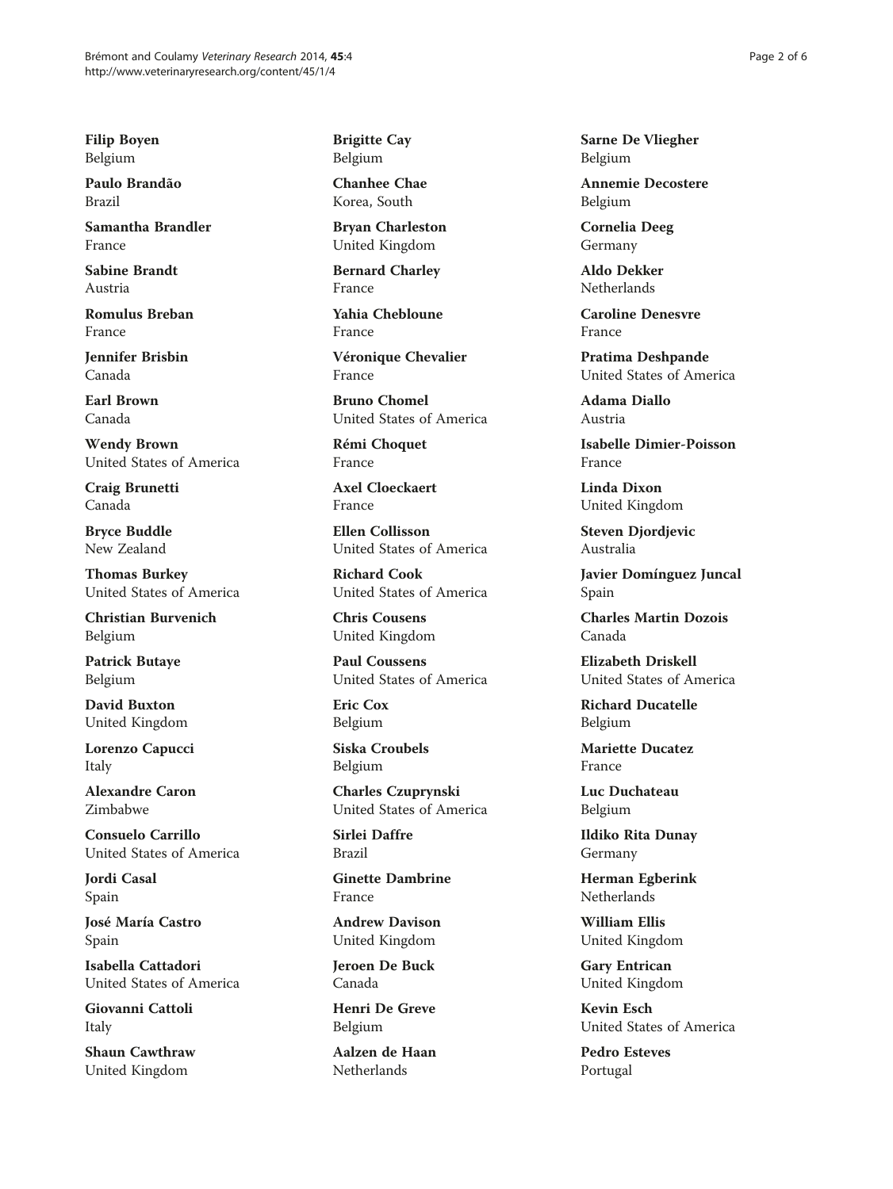**Filip Boyen**
Belgium

**Paulo Brandão**
Brazil

**Samantha Brandler**
France

**Sabine Brandt**
Austria

**Romulus Breban**
France

**Jennifer Brisbin**
Canada

**Earl Brown**
Canada

**Wendy Brown**
United States of America

**Craig Brunetti**
Canada

**Bryce Buddle**
New Zealand

**Thomas Burkey**
United States of America

**Christian Burvenich**
Belgium

**Patrick Butaye**
Belgium

**David Buxton**
United Kingdom

**Lorenzo Capucci**
Italy

**Alexandre Caron**
Zimbabwe

**Consuelo Carrillo**
United States of America

**Jordi Casal**
Spain

**José María Castro**
Spain

**Isabella Cattadori**
United States of America

**Giovanni Cattoli**
Italy

**Shaun Cawthraw**
United Kingdom

**Brigitte Cay**
Belgium

**Chanhee Chae**
Korea, South

**Bryan Charleston**
United Kingdom

**Bernard Charley**
France

**Yahia Chebloune**
France

**Véronique Chevalier**
France

**Bruno Chomel**
United States of America

**Rémi Choquet**
France

**Axel Cloeckaert**
France

**Ellen Collisson**
United States of America

**Richard Cook**
United States of America

**Chris Cousens**
United Kingdom

**Paul Coussens**
United States of America

**Eric Cox**
Belgium

**Siska Croubels**
Belgium

**Charles Czuprynski**
United States of America

**Sirlei Daffre**
Brazil

**Ginette Dambrine**
France

**Andrew Davison**
United Kingdom

**Jeroen De Buck**
Canada

**Henri De Greve**
Belgium

**Aalzen de Haan**
Netherlands

**Sarne De Vliegher**
Belgium

**Annemie Decostere**
Belgium

**Cornelia Deeg**
Germany

**Aldo Dekker**
Netherlands

**Caroline Denesvre**
France

**Pratima Deshpande**
United States of America

**Adama Diallo**
Austria

**Isabelle Dimier-Poisson**
France

**Linda Dixon**
United Kingdom

**Steven Djordjevic**
Australia

**Javier Domínguez Juncal**
Spain

**Charles Martin Dozois**
Canada

**Elizabeth Driskell**
United States of America

**Richard Ducatelle**
Belgium

**Mariette Ducatez**
France

**Luc Duchateau**
Belgium

**Ildiko Rita Dunay**
Germany

**Herman Egberink**
Netherlands

**William Ellis**
United Kingdom

**Gary Entrican**
United Kingdom

**Kevin Esch**
United States of America

**Pedro Esteves**
Portugal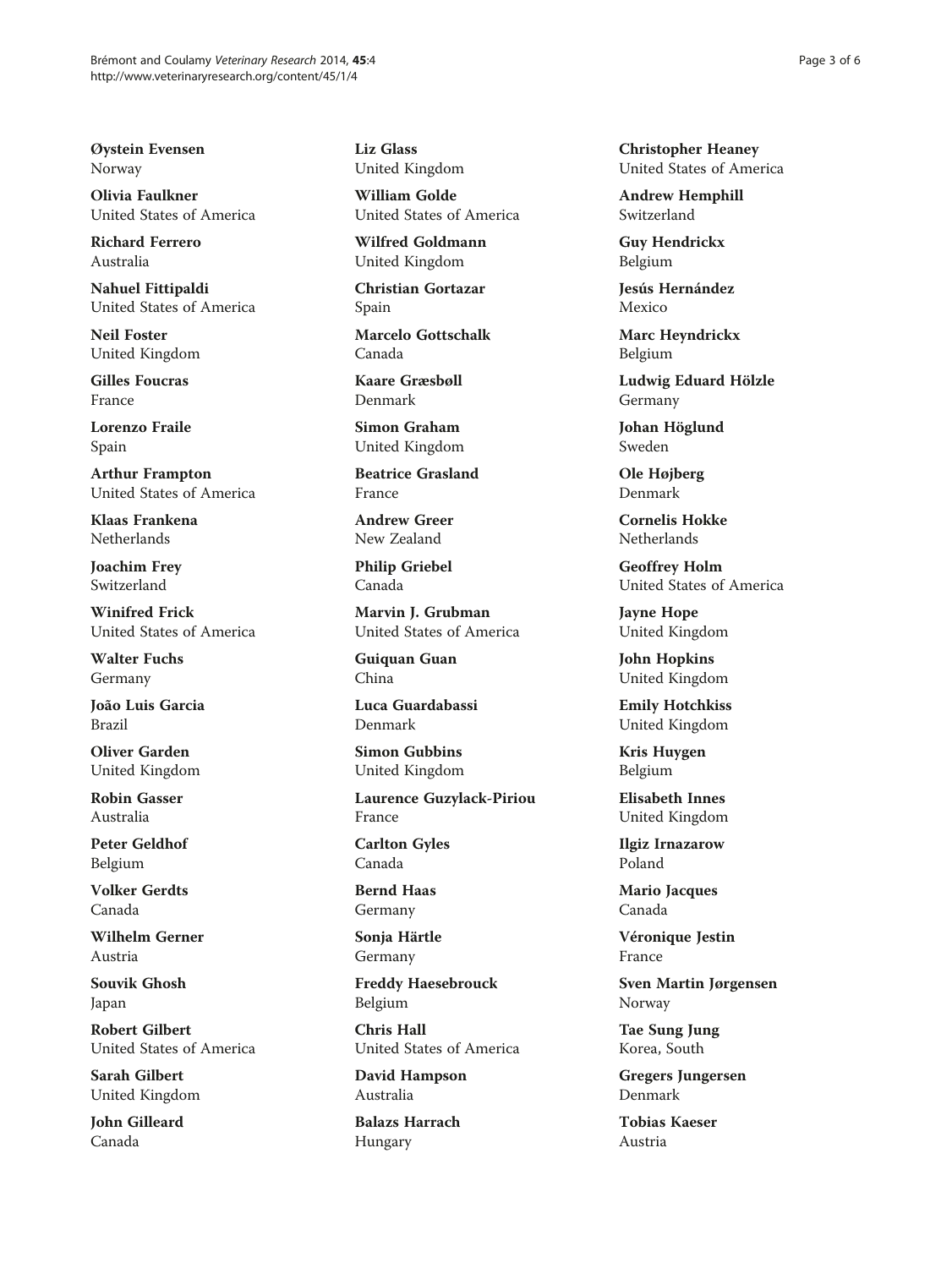**Øystein Evensen**
Norway

**Olivia Faulkner**
United States of America

**Richard Ferrero**
Australia

**Nahuel Fittipaldi**
United States of America

**Neil Foster**
United Kingdom

**Gilles Foucras**
France

**Lorenzo Fraile**
Spain

**Arthur Frampton**
United States of America

**Klaas Frankena**
Netherlands

**Joachim Frey**
Switzerland

**Winifred Frick**
United States of America

**Walter Fuchs**
Germany

**João Luis Garcia**
Brazil

**Oliver Garden**
United Kingdom

**Robin Gasser**
Australia

**Peter Geldhof**
Belgium

**Volker Gerdts**
Canada

**Wilhelm Gerner**
Austria

**Souvik Ghosh**
Japan

**Robert Gilbert**
United States of America

**Sarah Gilbert**
United Kingdom

**John Gilleard**
Canada

**Liz Glass**
United Kingdom

**William Golde**
United States of America

**Wilfred Goldmann**
United Kingdom

**Christian Gortazar**
Spain

**Marcelo Gottschalk**
Canada

**Kaare Græsbøll**
Denmark

**Simon Graham**
United Kingdom

**Beatrice Grasland**
France

**Andrew Greer**
New Zealand

**Philip Griebel**
Canada

**Marvin J. Grubman**
United States of America

**Guiquan Guan**
China

**Luca Guardabassi**
Denmark

**Simon Gubbins**
United Kingdom

**Laurence Guzylack-Piriou**
France

**Carlton Gyles**
Canada

**Bernd Haas**
Germany

**Sonja Härtle**
Germany

**Freddy Haesebrouck**
Belgium

**Chris Hall**
United States of America

**David Hampson**
Australia

**Balazs Harrach**
Hungary

**Christopher Heaney**
United States of America

**Andrew Hemphill**
Switzerland

**Guy Hendrickx**
Belgium

**Jesús Hernández**
Mexico

**Marc Heyndrickx**
Belgium

**Ludwig Eduard Hölzle**
Germany

**Johan Höglund**
Sweden

**Ole Højberg**
Denmark

**Cornelis Hokke**
Netherlands

**Geoffrey Holm**
United States of America

**Jayne Hope**
United Kingdom

**John Hopkins**
United Kingdom

**Emily Hotchkiss**
United Kingdom

**Kris Huygen**
Belgium

**Elisabeth Innes**
United Kingdom

**Ilgiz Irnazarow**
Poland

**Mario Jacques**
Canada

**Véronique Jestin**
France

**Sven Martin Jørgensen**
Norway

**Tae Sung Jung**
Korea, South

**Gregers Jungersen**
Denmark

**Tobias Kaeser**
Austria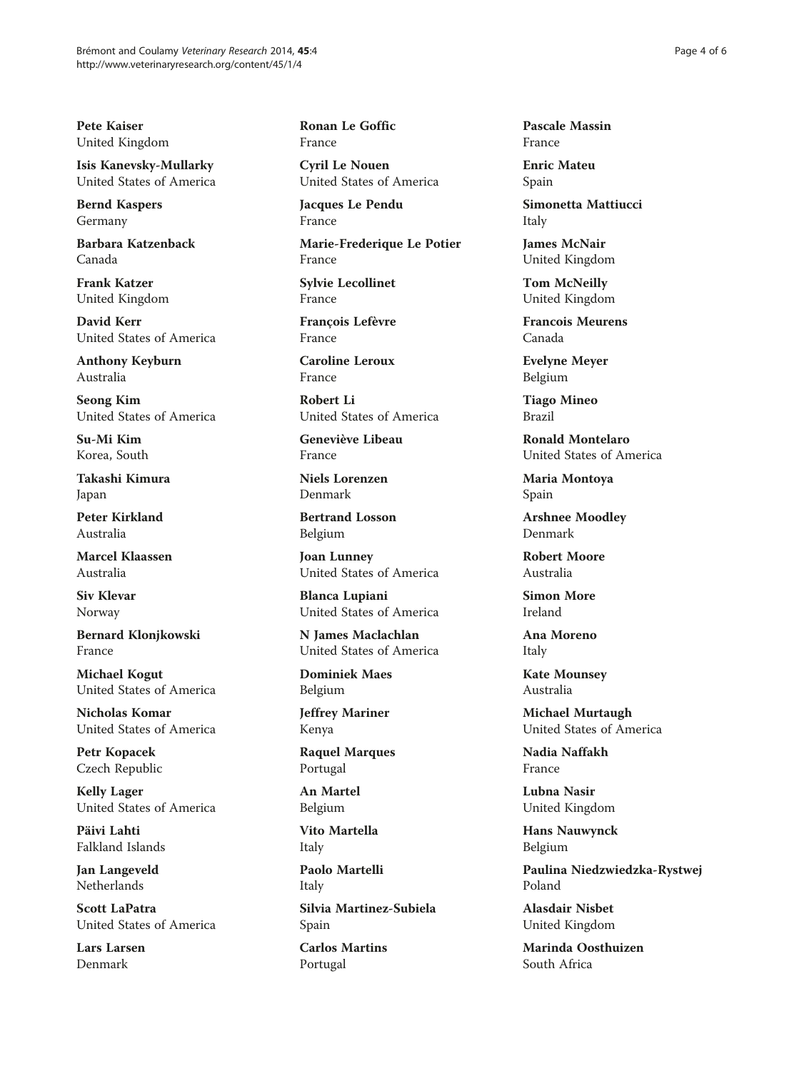**Pete Kaiser**
United Kingdom

**Isis Kanevsky-Mullarky**
United States of America

**Bernd Kaspers**
Germany

**Barbara Katzenback**
Canada

**Frank Katzer**
United Kingdom

**David Kerr**
United States of America

**Anthony Keyburn**
Australia

**Seong Kim**
United States of America

**Su-Mi Kim**
Korea, South

**Takashi Kimura**
Japan

**Peter Kirkland**
Australia

**Marcel Klaassen**
Australia

**Siv Klevar**
Norway

**Bernard Klonjkowski**
France

**Michael Kogut**
United States of America

**Nicholas Komar**
United States of America

**Petr Kopacek**
Czech Republic

**Kelly Lager**
United States of America

**Päivi Lahti**
Falkland Islands

**Jan Langeveld**
Netherlands

**Scott LaPatra**
United States of America

**Lars Larsen**
Denmark

**Ronan Le Goffic**
France

**Cyril Le Nouen**
United States of America

**Jacques Le Pendu**
France

**Marie-Frederique Le Potier**
France

**Sylvie Lecollinet**
France

**François Lefèvre**
France

**Caroline Leroux**
France

**Robert Li**
United States of America

**Geneviève Libeau**
France

**Niels Lorenzen**
Denmark

**Bertrand Losson**
Belgium

**Joan Lunney**
United States of America

**Blanca Lupiani**
United States of America

**N James Maclachlan**
United States of America

**Dominiek Maes**
Belgium

**Jeffrey Mariner**
Kenya

**Raquel Marques**
Portugal

**An Martel**
Belgium

**Vito Martella**
Italy

**Paolo Martelli**
Italy

**Silvia Martinez-Subiela**
Spain

**Carlos Martins**
Portugal

**Pascale Massin**
France

**Enric Mateu**
Spain

**Simonetta Mattiucci**
Italy

**James McNair**
United Kingdom

**Tom McNeilly**
United Kingdom

**Francois Meurens**
Canada

**Evelyne Meyer**
Belgium

**Tiago Mineo**
Brazil

**Ronald Montelaro**
United States of America

**Maria Montoya**
Spain

**Arshnee Moodley**
Denmark

**Robert Moore**
Australia

**Simon More**
Ireland

**Ana Moreno**
Italy

**Kate Mounsey**
Australia

**Michael Murtaugh**
United States of America

**Nadia Naffakh**
France

**Lubna Nasir**
United Kingdom

**Hans Nauwynck**
Belgium

**Paulina Niedzwiedzka-Rystwej**
Poland

**Alasdair Nisbet**
United Kingdom

**Marinda Oosthuizen**
South Africa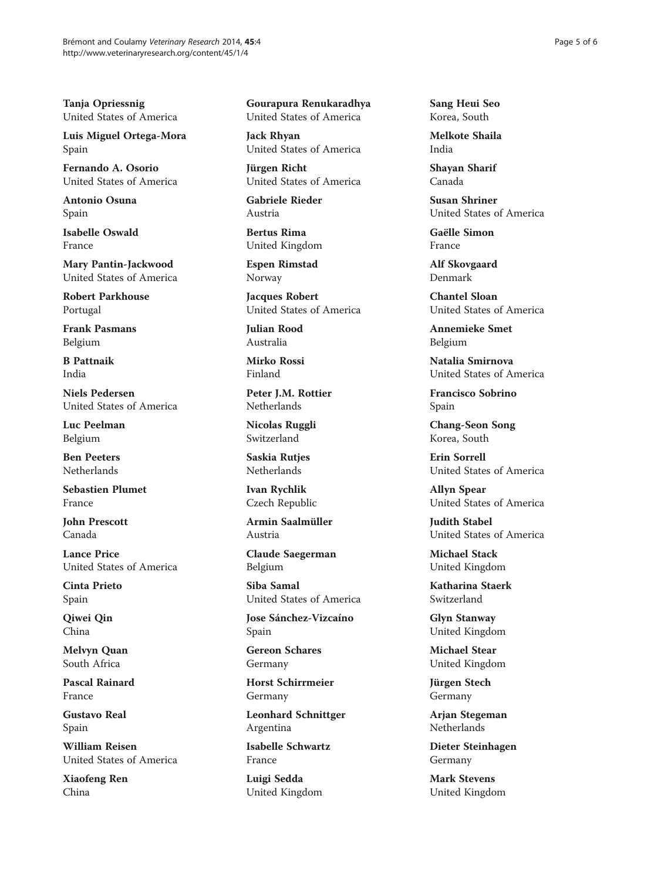**Tanja Opriessnig**
United States of America

**Luis Miguel Ortega-Mora**
Spain

**Fernando A. Osorio**
United States of America

**Antonio Osuna**
Spain

**Isabelle Oswald**
France

**Mary Pantin-Jackwood**
United States of America

**Robert Parkhouse**
Portugal

**Frank Pasmans**
Belgium

**B Pattnaik**
India

**Niels Pedersen**
United States of America

**Luc Peelman**
Belgium

**Ben Peeters**
Netherlands

**Sebastien Plumet**
France

**John Prescott**
Canada

**Lance Price**
United States of America

**Cinta Prieto**
Spain

**Qiwei Qin**
China

**Melvyn Quan**
South Africa

**Pascal Rainard**
France

**Gustavo Real**
Spain

**William Reisen**
United States of America

**Xiaofeng Ren**
China

**Gourapura Renukaradhya**
United States of America

**Jack Rhyan**
United States of America

**Jürgen Richt**
United States of America

**Gabriele Rieder**
Austria

**Bertus Rima**
United Kingdom

**Espen Rimstad**
Norway

**Jacques Robert**
United States of America

**Julian Rood**
Australia

**Mirko Rossi**
Finland

**Peter J.M. Rottier**
Netherlands

**Nicolas Ruggli**
Switzerland

**Saskia Rutjes**
Netherlands

**Ivan Rychlik**
Czech Republic

**Armin Saalmüller**
Austria

**Claude Saegerman**
Belgium

**Siba Samal**
United States of America

**Jose Sánchez-Vizcaíno**
Spain

**Gereon Schares**
Germany

**Horst Schirrmeier**
Germany

**Leonhard Schnittger**
Argentina

**Isabelle Schwartz**
France

**Luigi Sedda**
United Kingdom

**Sang Heui Seo**
Korea, South

**Melkote Shaila**
India

**Shayan Sharif**
Canada

**Susan Shriner**
United States of America

**Gaëlle Simon**
France

**Alf Skovgaard**
Denmark

**Chantel Sloan**
United States of America

**Annemieke Smet**
Belgium

**Natalia Smirnova**
United States of America

**Francisco Sobrino**
Spain

**Chang-Seon Song**
Korea, South

**Erin Sorrell**
United States of America

**Allyn Spear**
United States of America

**Judith Stabel**
United States of America

**Michael Stack**
United Kingdom

**Katharina Staerk**
Switzerland

**Glyn Stanway**
United Kingdom

**Michael Stear**
United Kingdom

**Jürgen Stech**
Germany

**Arjan Stegeman**
Netherlands

**Dieter Steinhagen**
Germany

**Mark Stevens**
United Kingdom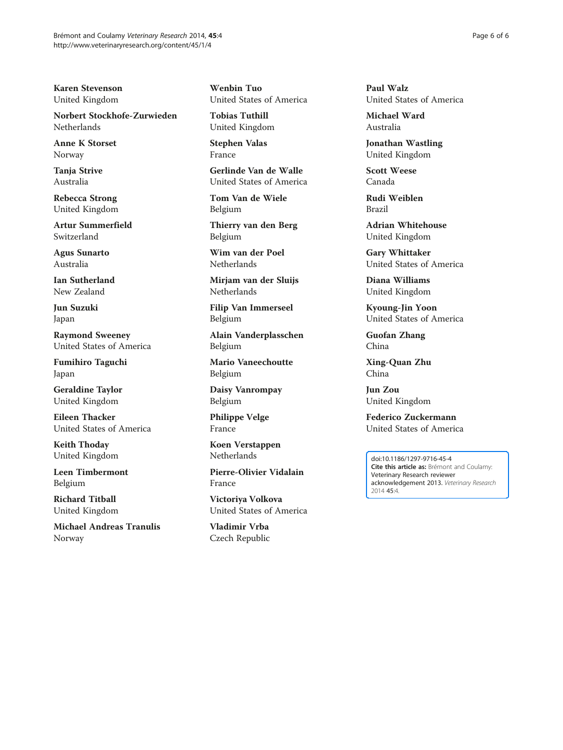**Karen Stevenson**
United Kingdom

**Norbert Stockhofe-Zurwieden**
Netherlands

**Anne K Storset**
Norway

**Tanja Strive**
Australia

**Rebecca Strong**
United Kingdom

**Artur Summerfield**
Switzerland

**Agus Sunarto**
Australia

**Ian Sutherland**
New Zealand

**Jun Suzuki**
Japan

**Raymond Sweeney**
United States of America

**Fumihiro Taguchi**
Japan

**Geraldine Taylor**
United Kingdom

**Eileen Thacker**
United States of America

**Keith Thoday**
United Kingdom

**Leen Timbermont**
Belgium

**Richard Titball**
United Kingdom

**Michael Andreas Tranulis**
Norway

**Wenbin Tuo**
United States of America

**Tobias Tuthill**
United Kingdom

**Stephen Valas**
France

**Gerlinde Van de Walle**
United States of America

**Tom Van de Wiele**
Belgium

**Thierry van den Berg**
Belgium

**Wim van der Poel**
Netherlands

**Mirjam van der Sluijs**
Netherlands

**Filip Van Immerseel**
Belgium

**Alain Vanderplasschen**
Belgium

**Mario Vaneechoutte**
Belgium

**Daisy Vanrompay**
Belgium

**Philippe Velge**
France

**Koen Verstappen**
Netherlands

**Pierre-Olivier Vidalain**
France

**Victoriya Volkova**
United States of America

**Vladimir Vrba**
Czech Republic

**Paul Walz**
United States of America

**Michael Ward**
Australia

**Jonathan Wastling**
United Kingdom

**Scott Weese**
Canada

**Rudi Weiblen**
Brazil

**Adrian Whitehouse**
United Kingdom

**Gary Whittaker**
United States of America

**Diana Williams**
United Kingdom

**Kyoung-Jin Yoon**
United States of America

**Guofan Zhang**
China

**Xing-Quan Zhu**
China

**Jun Zou**
United Kingdom

**Federico Zuckermann**
United States of America

doi:10.1186/1297-9716-45-4
**Cite this article as:** Brémont and Coulamy: Veterinary Research reviewer acknowledgement 2013. *Veterinary Research* 2014 **45**:4.